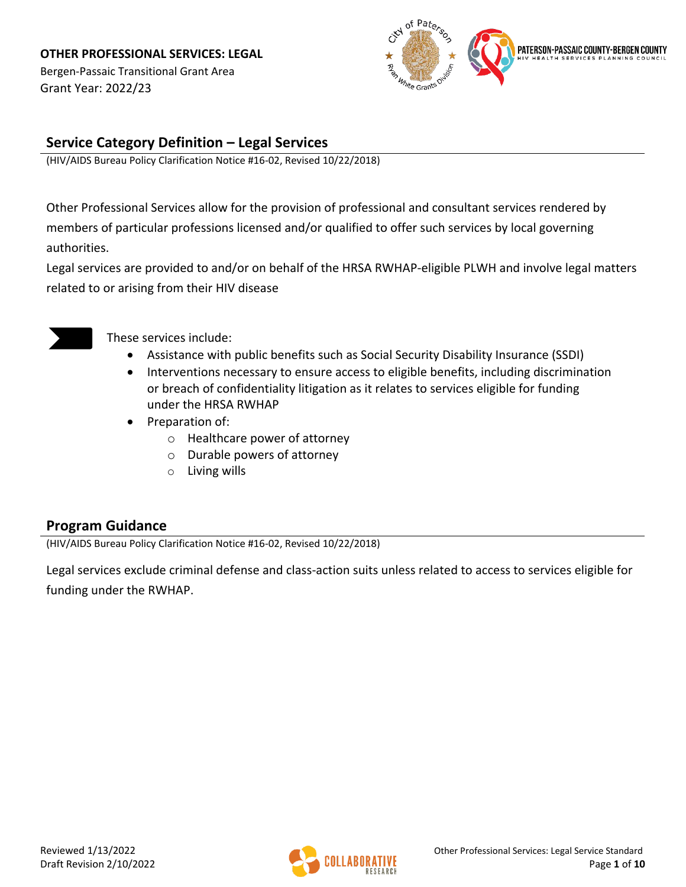**OTHER PROFESSIONAL SERVICES: LEGAL**

Bergen-Passaic Transitional Grant Area

Grant Year: 2022/23

## Service Category Definition – Legal Services

(HIV/AIDS Bureau Policy Clarification Notice #16-02, Revised 10/22/2018)

Other Professional Services allow for the provision of professional and consultant services rendered by members of particular professions licensed and/or qualified to offer such services by local governing authorities.

Legal services are provided to and/or on behalf of the HRSA RWHAP-eligible PLWH and involve legal matters related to or arising from their HIV disease

These services include:

- Assistance with public benefits such as Social Security Disability Insurance (SSDI)
- Interventions necessary to ensure access to eligible benefits, including discrimination or breach of confidentiality litigation as it relates to services eligible for funding under the HRSA RWHAP
- Preparation of:
  - Healthcare power of attorney
  - Durable powers of attorney
  - Living wills

## Program Guidance

(HIV/AIDS Bureau Policy Clarification Notice #16-02, Revised 10/22/2018)

Legal services exclude criminal defense and class-action suits unless related to access to services eligible for funding under the RWHAP.

Reviewed 1/13/2022

Draft Revision 2/10/2022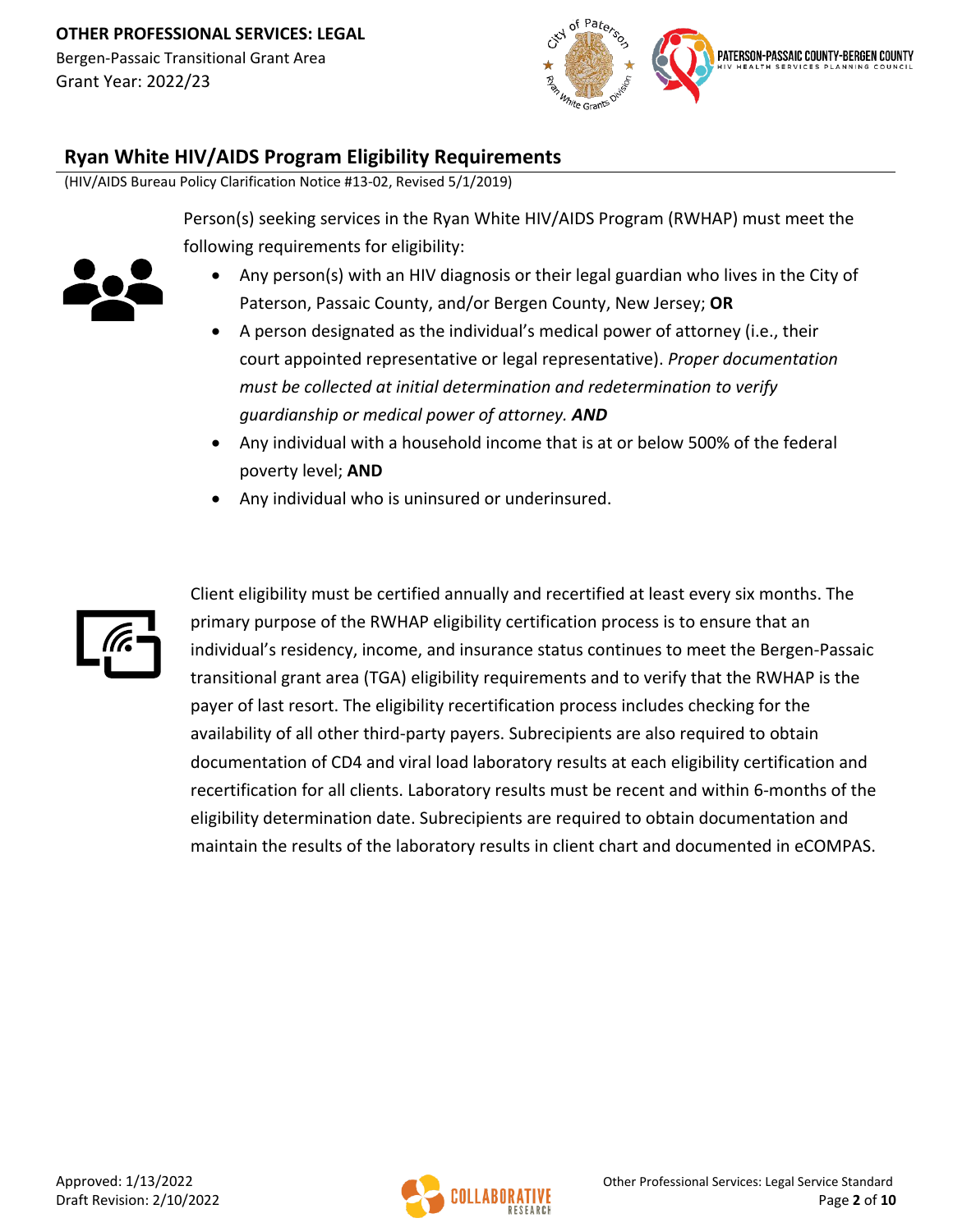## Ryan White HIV/AIDS Program Eligibility Requirements

(HIV/AIDS Bureau Policy Clarification Notice #13-02, Revised 5/1/2019)

Person(s) seeking services in the Ryan White HIV/AIDS Program (RWHAP) must meet the following requirements for eligibility:

- Any person(s) with an HIV diagnosis or their legal guardian who lives in the City of Paterson, Passaic County, and/or Bergen County, New Jersey; **OR**
- A person designated as the individual's medical power of attorney (i.e., their court appointed representative or legal representative). *Proper documentation must be collected at initial determination and redetermination to verify guardianship or medical power of attorney.* ***AND***
- Any individual with a household income that is at or below 500% of the federal poverty level; **AND**
- Any individual who is uninsured or underinsured.

Client eligibility must be certified annually and recertified at least every six months. The primary purpose of the RWHAP eligibility certification process is to ensure that an individual's residency, income, and insurance status continues to meet the Bergen-Passaic transitional grant area (TGA) eligibility requirements and to verify that the RWHAP is the payer of last resort. The eligibility recertification process includes checking for the availability of all other third-party payers. Subrecipients are also required to obtain documentation of CD4 and viral load laboratory results at each eligibility certification and recertification for all clients. Laboratory results must be recent and within 6-months of the eligibility determination date. Subrecipients are required to obtain documentation and maintain the results of the laboratory results in client chart and documented in eCOMPAS.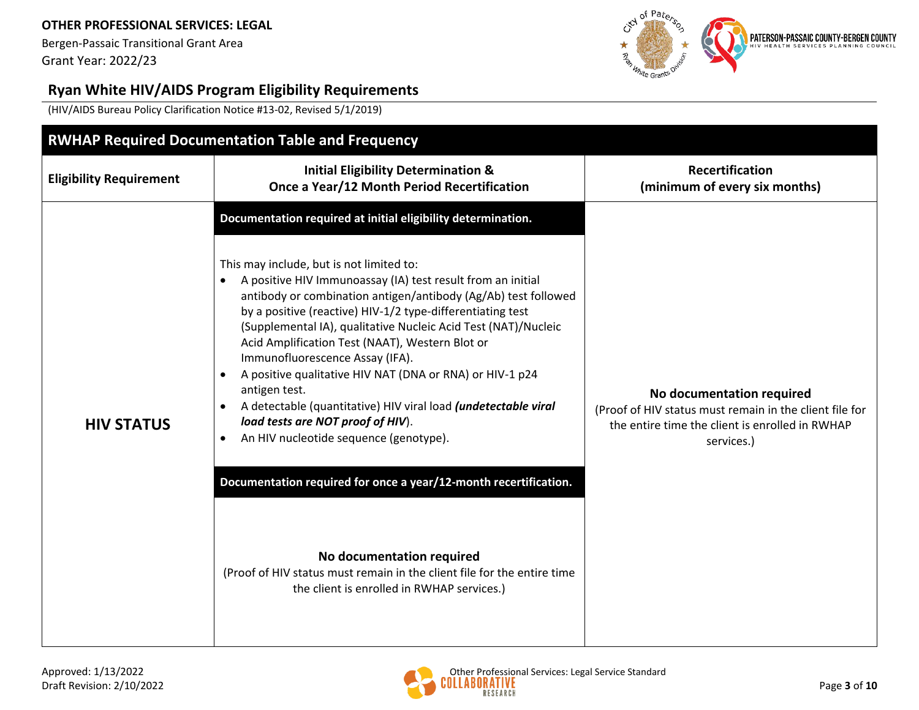## Ryan White HIV/AIDS Program Eligibility Requirements

(HIV/AIDS Bureau Policy Clarification Notice #13-02, Revised 5/1/2019)

| RWHAP Required Documentation Table and Frequency | | |
|---|---|---|
| **Eligibility Requirement** | **Initial Eligibility Determination & Once a Year/12 Month Period Recertification** | **Recertification (minimum of every six months)** |
| **HIV STATUS** | **Documentation required at initial eligibility determination.**<br><br>This may include, but is not limited to:<br>• A positive HIV Immunoassay (IA) test result from an initial antibody or combination antigen/antibody (Ag/Ab) test followed by a positive (reactive) HIV-1/2 type-differentiating test (Supplemental IA), qualitative Nucleic Acid Test (NAT)/Nucleic Acid Amplification Test (NAAT), Western Blot or Immunofluorescence Assay (IFA).<br>• A positive qualitative HIV NAT (DNA or RNA) or HIV-1 p24 antigen test.<br>• A detectable (quantitative) HIV viral load ***(undetectable viral load tests are NOT proof of HIV)***.<br>• An HIV nucleotide sequence (genotype).<br><br>**Documentation required for once a year/12-month recertification.**<br><br>**No documentation required**<br>(Proof of HIV status must remain in the client file for the entire time the client is enrolled in RWHAP services.) | **No documentation required**<br>(Proof of HIV status must remain in the client file for the entire time the client is enrolled in RWHAP services.) |

Approved: 1/13/2022
Draft Revision: 2/10/2022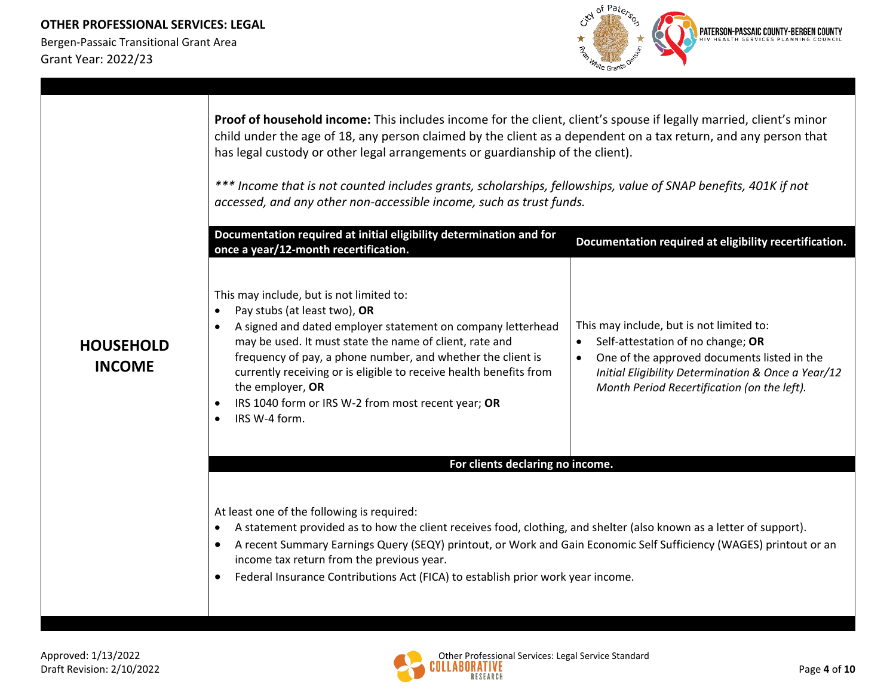## HOUSEHOLD INCOME

**Proof of household income:** This includes income for the client, client's spouse if legally married, client's minor child under the age of 18, any person claimed by the client as a dependent on a tax return, and any person that has legal custody or other legal arrangements or guardianship of the client).

*\*\*\* Income that is not counted includes grants, scholarships, fellowships, value of SNAP benefits, 401K if not accessed, and any other non-accessible income, such as trust funds.*

| Documentation required at initial eligibility determination and for once a year/12-month recertification. | Documentation required at eligibility recertification. |
|---|---|
| This may include, but is not limited to:<br>• Pay stubs (at least two), **OR**<br>• A signed and dated employer statement on company letterhead may be used. It must state the name of client, rate and frequency of pay, a phone number, and whether the client is currently receiving or is eligible to receive health benefits from the employer, **OR**<br>• IRS 1040 form or IRS W-2 from most recent year; **OR**<br>• IRS W-4 form. | This may include, but is not limited to:<br>• Self-attestation of no change; **OR**<br>• One of the approved documents listed in the *Initial Eligibility Determination & Once a Year/12 Month Period Recertification (on the left).* |

**For clients declaring no income.**

At least one of the following is required:

- A statement provided as to how the client receives food, clothing, and shelter (also known as a letter of support).
- A recent Summary Earnings Query (SEQY) printout, or Work and Gain Economic Self Sufficiency (WAGES) printout or an income tax return from the previous year.
- Federal Insurance Contributions Act (FICA) to establish prior work year income.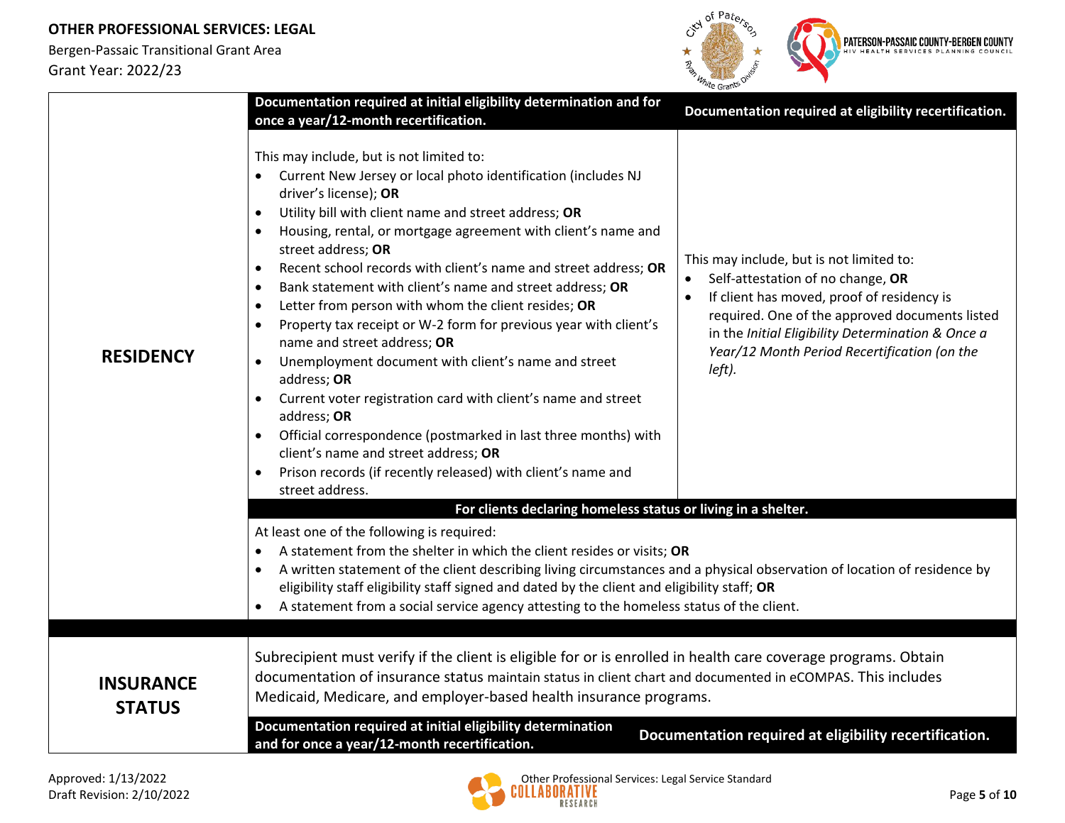| | Documentation required at initial eligibility determination and for once a year/12-month recertification. | Documentation required at eligibility recertification. |
|---|---|---|
| **RESIDENCY** | This may include, but is not limited to:<br>• Current New Jersey or local photo identification (includes NJ driver's license); **OR**<br>• Utility bill with client name and street address; **OR**<br>• Housing, rental, or mortgage agreement with client's name and street address; **OR**<br>• Recent school records with client's name and street address; **OR**<br>• Bank statement with client's name and street address; **OR**<br>• Letter from person with whom the client resides; **OR**<br>• Property tax receipt or W-2 form for previous year with client's name and street address; **OR**<br>• Unemployment document with client's name and street address; **OR**<br>• Current voter registration card with client's name and street address; **OR**<br>• Official correspondence (postmarked in last three months) with client's name and street address; **OR**<br>• Prison records (if recently released) with client's name and street address. | This may include, but is not limited to:<br>• Self-attestation of no change, **OR**<br>• If client has moved, proof of residency is required. One of the approved documents listed in the *Initial Eligibility Determination & Once a Year/12 Month Period Recertification (on the left).* |
| | **For clients declaring homeless status or living in a shelter.** | |
| | At least one of the following is required:<br>• A statement from the shelter in which the client resides or visits; **OR**<br>• A written statement of the client describing living circumstances and a physical observation of location of residence by eligibility staff eligibility staff signed and dated by the client and eligibility staff; **OR**<br>• A statement from a social service agency attesting to the homeless status of the client. | |
| **INSURANCE STATUS** | Subrecipient must verify if the client is eligible for or is enrolled in health care coverage programs. Obtain documentation of insurance status maintain status in client chart and documented in eCOMPAS. This includes Medicaid, Medicare, and employer-based health insurance programs. | |
| | **Documentation required at initial eligibility determination and for once a year/12-month recertification.** | **Documentation required at eligibility recertification.** |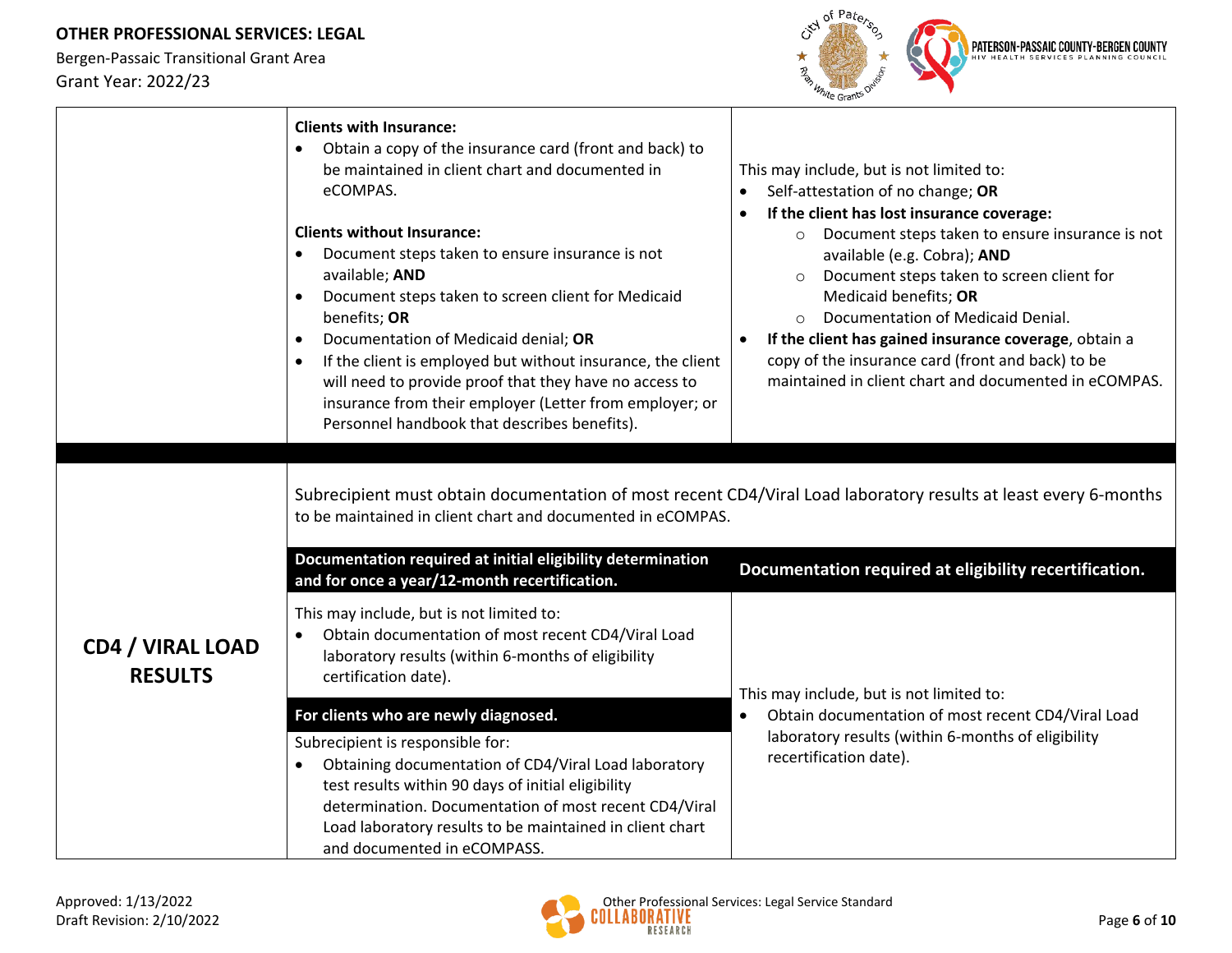| | | |
|---|---|---|
| | **Clients with Insurance:**<br>• Obtain a copy of the insurance card (front and back) to be maintained in client chart and documented in eCOMPAS.<br><br>**Clients without Insurance:**<br>• Document steps taken to ensure insurance is not available; **AND**<br>• Document steps taken to screen client for Medicaid benefits; **OR**<br>• Documentation of Medicaid denial; **OR**<br>• If the client is employed but without insurance, the client will need to provide proof that they have no access to insurance from their employer (Letter from employer; or Personnel handbook that describes benefits). | This may include, but is not limited to:<br>• Self-attestation of no change; **OR**<br>• **If the client has lost insurance coverage:**<br>  ○ Document steps taken to ensure insurance is not available (e.g. Cobra); **AND**<br>  ○ Document steps taken to screen client for Medicaid benefits; **OR**<br>  ○ Documentation of Medicaid Denial.<br>• **If the client has gained insurance coverage**, obtain a copy of the insurance card (front and back) to be maintained in client chart and documented in eCOMPAS. |

| | | |
|---|---|---|
| **CD4 / VIRAL LOAD RESULTS** | Subrecipient must obtain documentation of most recent CD4/Viral Load laboratory results at least every 6-months to be maintained in client chart and documented in eCOMPAS. | |
| | **Documentation required at initial eligibility determination and for once a year/12-month recertification.** | **Documentation required at eligibility recertification.** |
| | This may include, but is not limited to:<br>• Obtain documentation of most recent CD4/Viral Load laboratory results (within 6-months of eligibility certification date).<br><br>**For clients who are newly diagnosed.**<br>Subrecipient is responsible for:<br>• Obtaining documentation of CD4/Viral Load laboratory test results within 90 days of initial eligibility determination. Documentation of most recent CD4/Viral Load laboratory results to be maintained in client chart and documented in eCOMPASS. | This may include, but is not limited to:<br>• Obtain documentation of most recent CD4/Viral Load laboratory results (within 6-months of eligibility recertification date). |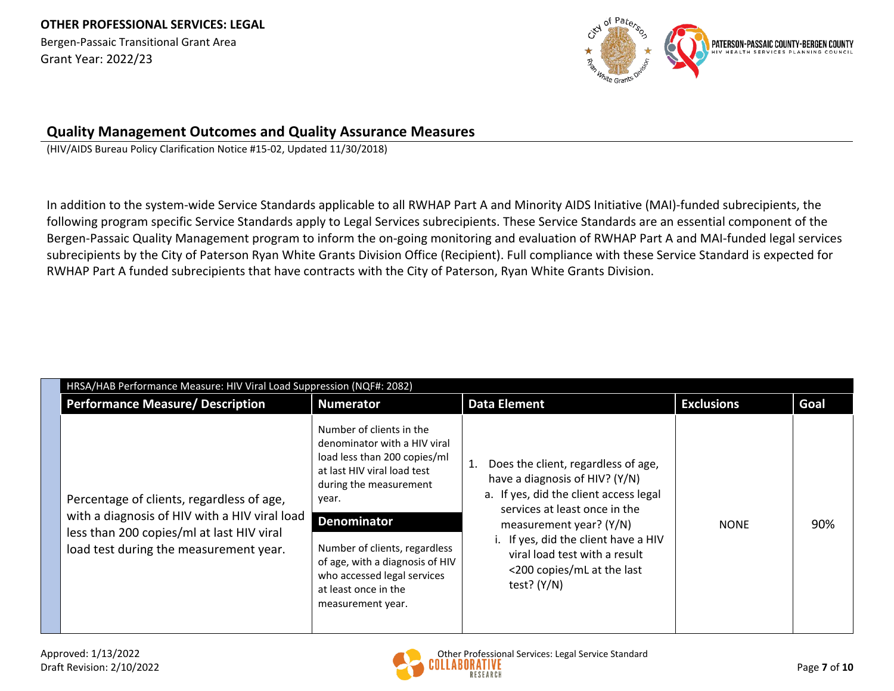## Quality Management Outcomes and Quality Assurance Measures

(HIV/AIDS Bureau Policy Clarification Notice #15-02, Updated 11/30/2018)

In addition to the system-wide Service Standards applicable to all RWHAP Part A and Minority AIDS Initiative (MAI)-funded subrecipients, the following program specific Service Standards apply to Legal Services subrecipients. These Service Standards are an essential component of the Bergen-Passaic Quality Management program to inform the on-going monitoring and evaluation of RWHAP Part A and MAI-funded legal services subrecipients by the City of Paterson Ryan White Grants Division Office (Recipient). Full compliance with these Service Standard is expected for RWHAP Part A funded subrecipients that have contracts with the City of Paterson, Ryan White Grants Division.

| HRSA/HAB Performance Measure: HIV Viral Load Suppression (NQF#: 2082) | | | | |
|---|---|---|---|---|
| **Performance Measure/ Description** | **Numerator** | **Data Element** | **Exclusions** | **Goal** |
| Percentage of clients, regardless of age, with a diagnosis of HIV with a HIV viral load less than 200 copies/ml at last HIV viral load test during the measurement year. | Number of clients in the denominator with a HIV viral load less than 200 copies/ml at last HIV viral load test during the measurement year.<br>**Denominator**<br>Number of clients, regardless of age, with a diagnosis of HIV who accessed legal services at least once in the measurement year. | 1. Does the client, regardless of age, have a diagnosis of HIV? (Y/N)<br>a. If yes, did the client access legal services at least once in the measurement year? (Y/N)<br>i. If yes, did the client have a HIV viral load test with a result <200 copies/mL at the last test? (Y/N) | NONE | 90% |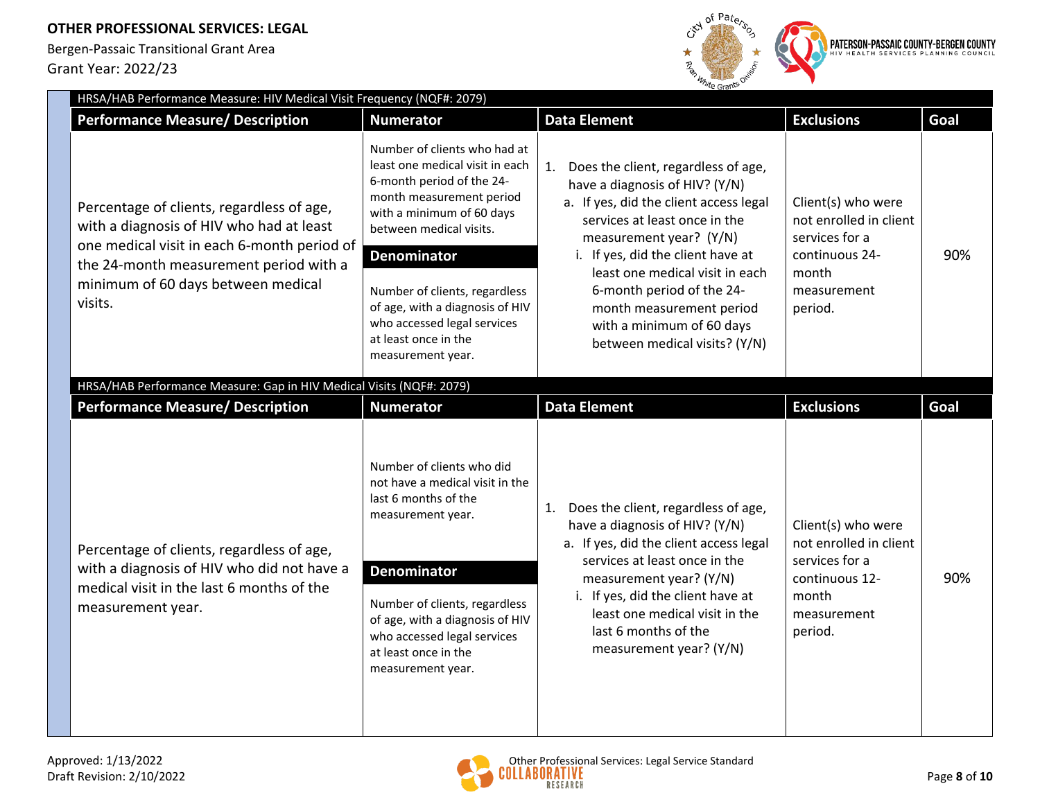**OTHER PROFESSIONAL SERVICES: LEGAL**
Bergen-Passaic Transitional Grant Area
Grant Year: 2022/23

**HRSA/HAB Performance Measure: HIV Medical Visit Frequency (NQF#: 2079)**

| Performance Measure/ Description | Numerator | Data Element | Exclusions | Goal |
|---|---|---|---|---|
| Percentage of clients, regardless of age, with a diagnosis of HIV who had at least one medical visit in each 6-month period of the 24-month measurement period with a minimum of 60 days between medical visits. | Number of clients who had at least one medical visit in each 6-month period of the 24-month measurement period with a minimum of 60 days between medical visits.<br><br>**Denominator**<br><br>Number of clients, regardless of age, with a diagnosis of HIV who accessed legal services at least once in the measurement year. | 1. Does the client, regardless of age, have a diagnosis of HIV? (Y/N)<br>a. If yes, did the client access legal services at least once in the measurement year? (Y/N)<br>i. If yes, did the client have at least one medical visit in each 6-month period of the 24-month measurement period with a minimum of 60 days between medical visits? (Y/N) | Client(s) who were not enrolled in client services for a continuous 24-month measurement period. | 90% |

**HRSA/HAB Performance Measure: Gap in HIV Medical Visits (NQF#: 2079)**

| Performance Measure/ Description | Numerator | Data Element | Exclusions | Goal |
|---|---|---|---|---|
| Percentage of clients, regardless of age, with a diagnosis of HIV who did not have a medical visit in the last 6 months of the measurement year. | Number of clients who did not have a medical visit in the last 6 months of the measurement year.<br><br>**Denominator**<br><br>Number of clients, regardless of age, with a diagnosis of HIV who accessed legal services at least once in the measurement year. | 1. Does the client, regardless of age, have a diagnosis of HIV? (Y/N)<br>a. If yes, did the client access legal services at least once in the measurement year? (Y/N)<br>i. If yes, did the client have at least one medical visit in the last 6 months of the measurement year? (Y/N) | Client(s) who were not enrolled in client services for a continuous 12-month measurement period. | 90% |

Approved: 1/13/2022
Draft Revision: 2/10/2022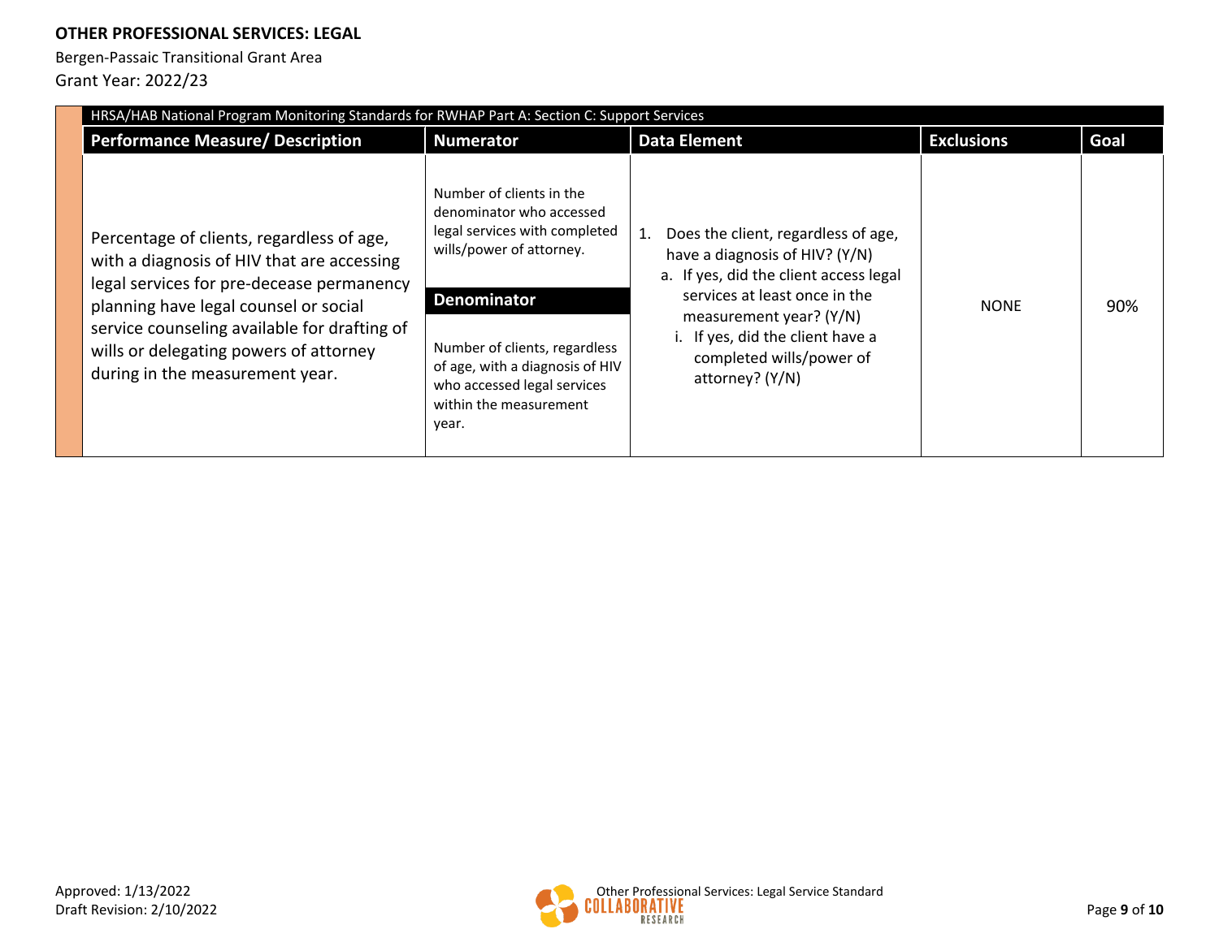**OTHER PROFESSIONAL SERVICES: LEGAL**

Bergen-Passaic Transitional Grant Area

Grant Year: 2022/23

| HRSA/HAB National Program Monitoring Standards for RWHAP Part A: Section C: Support Services | | | | |
|---|---|---|---|---|
| **Performance Measure/ Description** | **Numerator** | **Data Element** | **Exclusions** | **Goal** |
| Percentage of clients, regardless of age, with a diagnosis of HIV that are accessing legal services for pre-decease permanency planning have legal counsel or social service counseling available for drafting of wills or delegating powers of attorney during in the measurement year. | Number of clients in the denominator who accessed legal services with completed wills/power of attorney.<br><br>**Denominator**<br><br>Number of clients, regardless of age, with a diagnosis of HIV who accessed legal services within the measurement year. | 1. Does the client, regardless of age, have a diagnosis of HIV? (Y/N)<br>a. If yes, did the client access legal services at least once in the measurement year? (Y/N)<br>i. If yes, did the client have a completed wills/power of attorney? (Y/N) | NONE | 90% |

Approved: 1/13/2022
Draft Revision: 2/10/2022

Other Professional Services: Legal Service Standard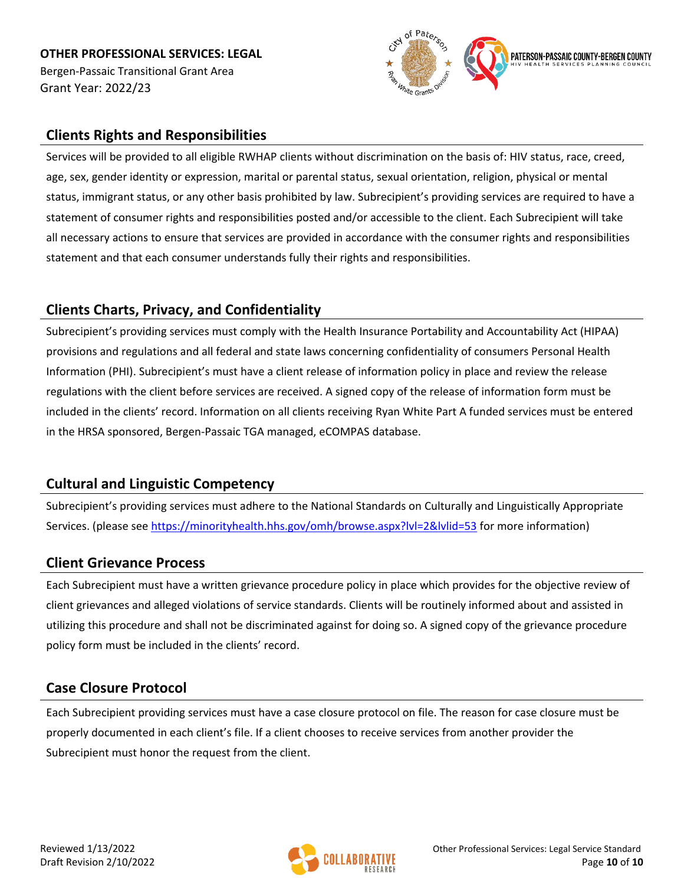## Clients Rights and Responsibilities

Services will be provided to all eligible RWHAP clients without discrimination on the basis of: HIV status, race, creed, age, sex, gender identity or expression, marital or parental status, sexual orientation, religion, physical or mental status, immigrant status, or any other basis prohibited by law. Subrecipient's providing services are required to have a statement of consumer rights and responsibilities posted and/or accessible to the client. Each Subrecipient will take all necessary actions to ensure that services are provided in accordance with the consumer rights and responsibilities statement and that each consumer understands fully their rights and responsibilities.

## Clients Charts, Privacy, and Confidentiality

Subrecipient's providing services must comply with the Health Insurance Portability and Accountability Act (HIPAA) provisions and regulations and all federal and state laws concerning confidentiality of consumers Personal Health Information (PHI). Subrecipient's must have a client release of information policy in place and review the release regulations with the client before services are received. A signed copy of the release of information form must be included in the clients' record. Information on all clients receiving Ryan White Part A funded services must be entered in the HRSA sponsored, Bergen-Passaic TGA managed, eCOMPAS database.

## Cultural and Linguistic Competency

Subrecipient's providing services must adhere to the National Standards on Culturally and Linguistically Appropriate Services. (please see https://minorityhealth.hhs.gov/omh/browse.aspx?lvl=2&lvlid=53 for more information)

## Client Grievance Process

Each Subrecipient must have a written grievance procedure policy in place which provides for the objective review of client grievances and alleged violations of service standards. Clients will be routinely informed about and assisted in utilizing this procedure and shall not be discriminated against for doing so. A signed copy of the grievance procedure policy form must be included in the clients' record.

## Case Closure Protocol

Each Subrecipient providing services must have a case closure protocol on file. The reason for case closure must be properly documented in each client's file. If a client chooses to receive services from another provider the Subrecipient must honor the request from the client.